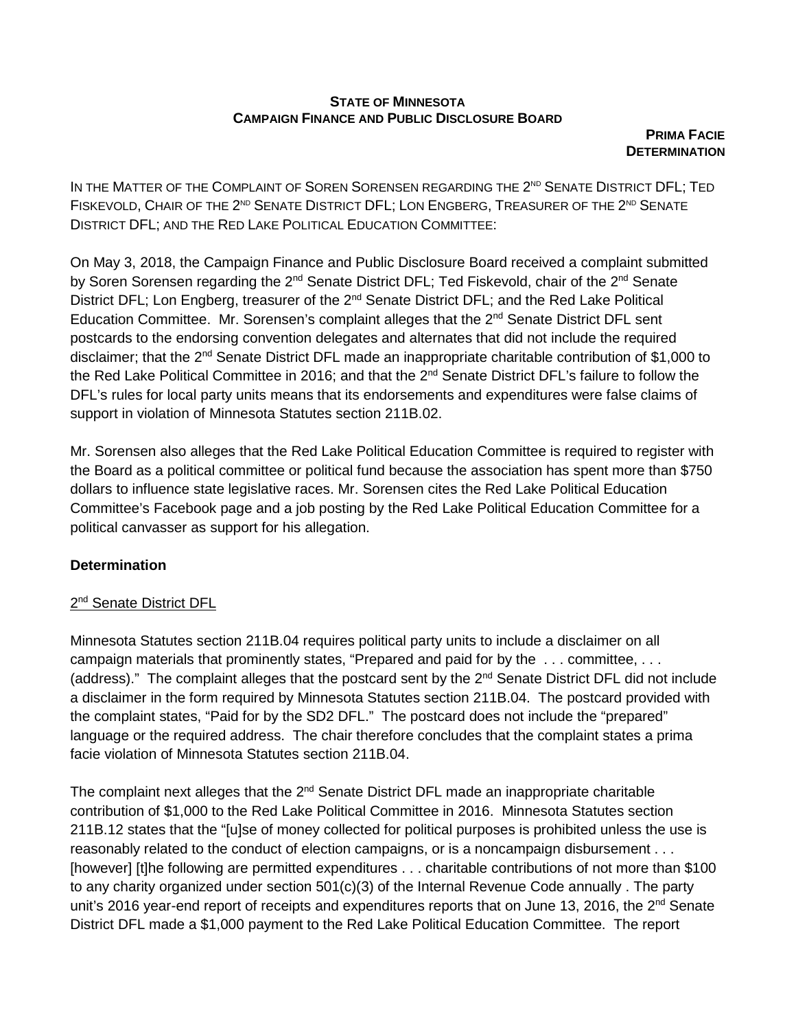**STATE OF MINNESOTA**
**CAMPAIGN FINANCE AND PUBLIC DISCLOSURE BOARD**

**PRIMA FACIE DETERMINATION**

IN THE MATTER OF THE COMPLAINT OF SOREN SORENSEN REGARDING THE 2ND SENATE DISTRICT DFL; TED FISKEVOLD, CHAIR OF THE 2ND SENATE DISTRICT DFL; LON ENGBERG, TREASURER OF THE 2ND SENATE DISTRICT DFL; AND THE RED LAKE POLITICAL EDUCATION COMMITTEE:

On May 3, 2018, the Campaign Finance and Public Disclosure Board received a complaint submitted by Soren Sorensen regarding the 2nd Senate District DFL; Ted Fiskevold, chair of the 2nd Senate District DFL; Lon Engberg, treasurer of the 2nd Senate District DFL; and the Red Lake Political Education Committee. Mr. Sorensen's complaint alleges that the 2nd Senate District DFL sent postcards to the endorsing convention delegates and alternates that did not include the required disclaimer; that the 2nd Senate District DFL made an inappropriate charitable contribution of $1,000 to the Red Lake Political Committee in 2016; and that the 2nd Senate District DFL's failure to follow the DFL's rules for local party units means that its endorsements and expenditures were false claims of support in violation of Minnesota Statutes section 211B.02.

Mr. Sorensen also alleges that the Red Lake Political Education Committee is required to register with the Board as a political committee or political fund because the association has spent more than $750 dollars to influence state legislative races. Mr. Sorensen cites the Red Lake Political Education Committee's Facebook page and a job posting by the Red Lake Political Education Committee for a political canvasser as support for his allegation.

## Determination

### 2nd Senate District DFL

Minnesota Statutes section 211B.04 requires political party units to include a disclaimer on all campaign materials that prominently states, "Prepared and paid for by the . . . committee, . . . (address)." The complaint alleges that the postcard sent by the 2nd Senate District DFL did not include a disclaimer in the form required by Minnesota Statutes section 211B.04. The postcard provided with the complaint states, "Paid for by the SD2 DFL." The postcard does not include the "prepared" language or the required address. The chair therefore concludes that the complaint states a prima facie violation of Minnesota Statutes section 211B.04.

The complaint next alleges that the 2nd Senate District DFL made an inappropriate charitable contribution of $1,000 to the Red Lake Political Committee in 2016. Minnesota Statutes section 211B.12 states that the "[u]se of money collected for political purposes is prohibited unless the use is reasonably related to the conduct of election campaigns, or is a noncampaign disbursement . . . [however] [t]he following are permitted expenditures . . . charitable contributions of not more than $100 to any charity organized under section 501(c)(3) of the Internal Revenue Code annually . The party unit's 2016 year-end report of receipts and expenditures reports that on June 13, 2016, the 2nd Senate District DFL made a $1,000 payment to the Red Lake Political Education Committee. The report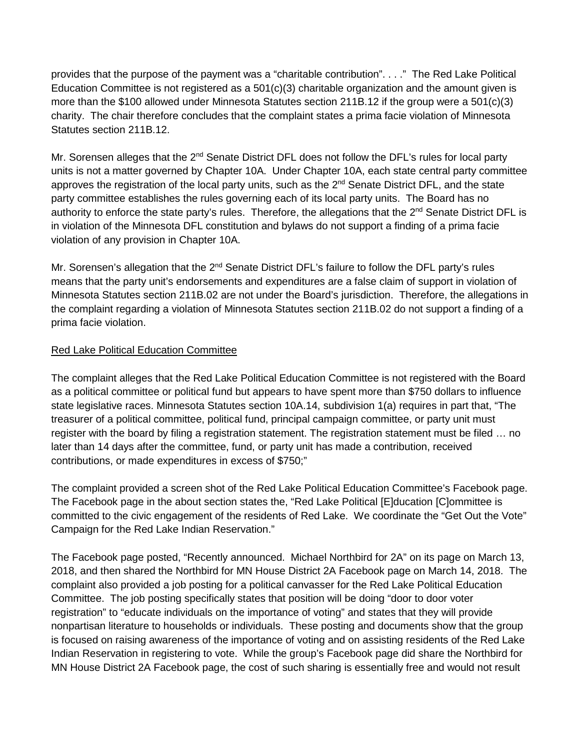provides that the purpose of the payment was a "charitable contribution". . . ." The Red Lake Political Education Committee is not registered as a 501(c)(3) charitable organization and the amount given is more than the $100 allowed under Minnesota Statutes section 211B.12 if the group were a 501(c)(3) charity. The chair therefore concludes that the complaint states a prima facie violation of Minnesota Statutes section 211B.12.

Mr. Sorensen alleges that the 2nd Senate District DFL does not follow the DFL's rules for local party units is not a matter governed by Chapter 10A. Under Chapter 10A, each state central party committee approves the registration of the local party units, such as the 2nd Senate District DFL, and the state party committee establishes the rules governing each of its local party units. The Board has no authority to enforce the state party's rules. Therefore, the allegations that the 2nd Senate District DFL is in violation of the Minnesota DFL constitution and bylaws do not support a finding of a prima facie violation of any provision in Chapter 10A.

Mr. Sorensen's allegation that the 2nd Senate District DFL's failure to follow the DFL party's rules means that the party unit's endorsements and expenditures are a false claim of support in violation of Minnesota Statutes section 211B.02 are not under the Board's jurisdiction. Therefore, the allegations in the complaint regarding a violation of Minnesota Statutes section 211B.02 do not support a finding of a prima facie violation.

Red Lake Political Education Committee

The complaint alleges that the Red Lake Political Education Committee is not registered with the Board as a political committee or political fund but appears to have spent more than $750 dollars to influence state legislative races. Minnesota Statutes section 10A.14, subdivision 1(a) requires in part that, "The treasurer of a political committee, political fund, principal campaign committee, or party unit must register with the board by filing a registration statement. The registration statement must be filed … no later than 14 days after the committee, fund, or party unit has made a contribution, received contributions, or made expenditures in excess of $750;"

The complaint provided a screen shot of the Red Lake Political Education Committee's Facebook page. The Facebook page in the about section states the, "Red Lake Political [E]ducation [C]ommittee is committed to the civic engagement of the residents of Red Lake. We coordinate the "Get Out the Vote" Campaign for the Red Lake Indian Reservation."

The Facebook page posted, "Recently announced. Michael Northbird for 2A" on its page on March 13, 2018, and then shared the Northbird for MN House District 2A Facebook page on March 14, 2018. The complaint also provided a job posting for a political canvasser for the Red Lake Political Education Committee. The job posting specifically states that position will be doing "door to door voter registration" to "educate individuals on the importance of voting" and states that they will provide nonpartisan literature to households or individuals. These posting and documents show that the group is focused on raising awareness of the importance of voting and on assisting residents of the Red Lake Indian Reservation in registering to vote. While the group's Facebook page did share the Northbird for MN House District 2A Facebook page, the cost of such sharing is essentially free and would not result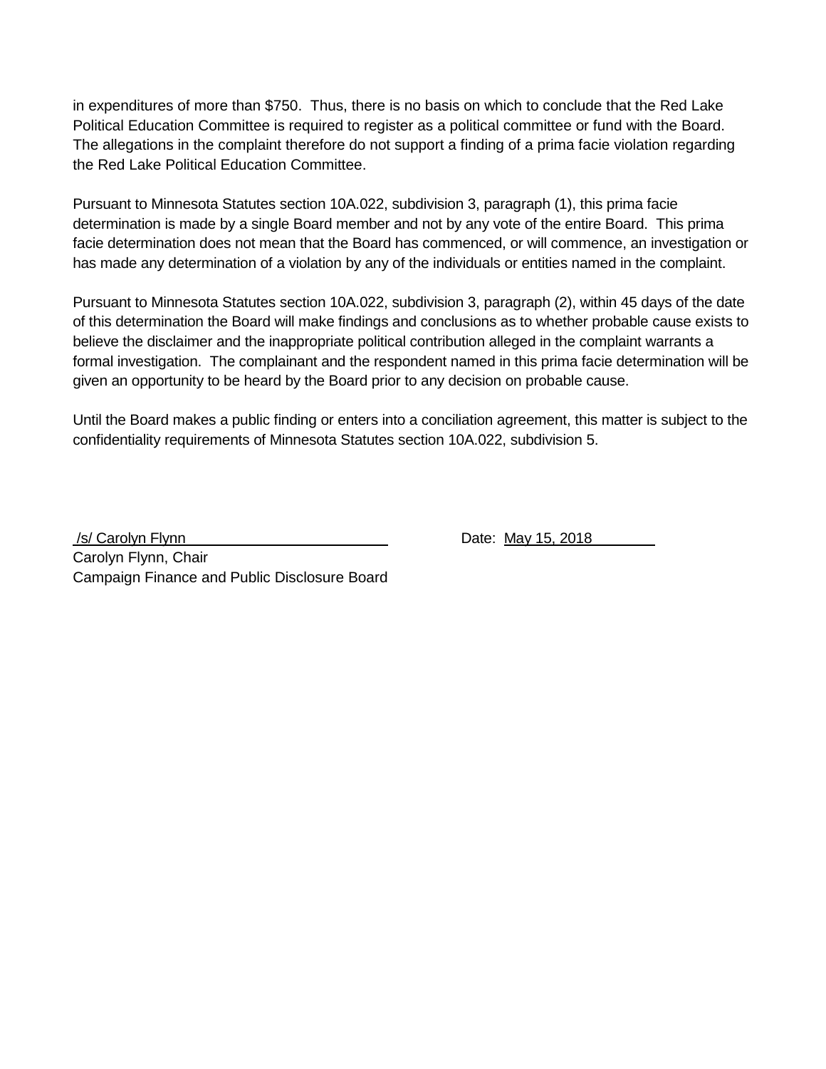in expenditures of more than $750.  Thus, there is no basis on which to conclude that the Red Lake Political Education Committee is required to register as a political committee or fund with the Board. The allegations in the complaint therefore do not support a finding of a prima facie violation regarding the Red Lake Political Education Committee.

Pursuant to Minnesota Statutes section 10A.022, subdivision 3, paragraph (1), this prima facie determination is made by a single Board member and not by any vote of the entire Board.  This prima facie determination does not mean that the Board has commenced, or will commence, an investigation or has made any determination of a violation by any of the individuals or entities named in the complaint.

Pursuant to Minnesota Statutes section 10A.022, subdivision 3, paragraph (2), within 45 days of the date of this determination the Board will make findings and conclusions as to whether probable cause exists to believe the disclaimer and the inappropriate political contribution alleged in the complaint warrants a formal investigation.  The complainant and the respondent named in this prima facie determination will be given an opportunity to be heard by the Board prior to any decision on probable cause.

Until the Board makes a public finding or enters into a conciliation agreement, this matter is subject to the confidentiality requirements of Minnesota Statutes section 10A.022, subdivision 5.

/s/ Carolyn Flynn  
Carolyn Flynn, Chair  
Campaign Finance and Public Disclosure Board

Date: May 15, 2018